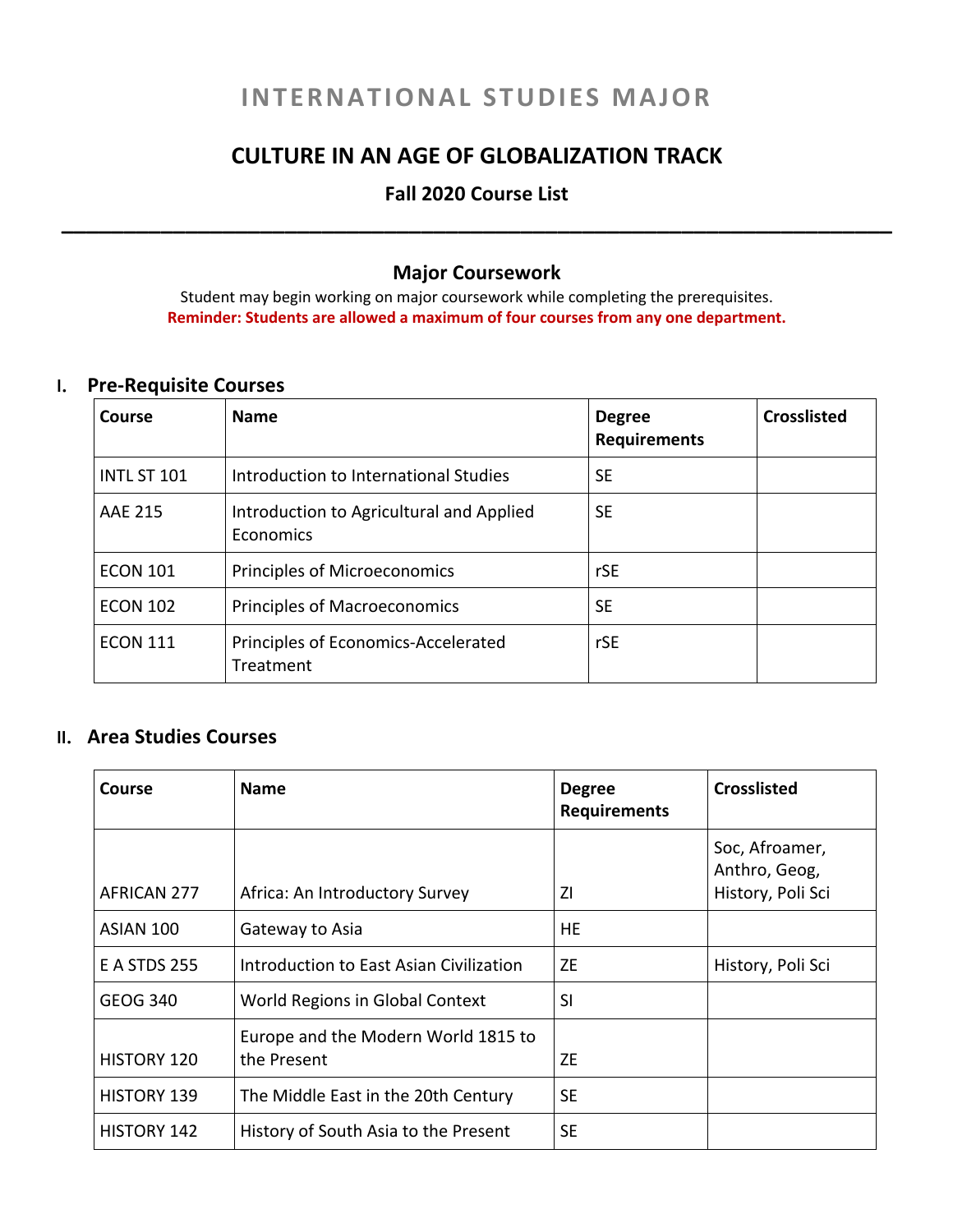# INTERNATIONAL STUDIES MAJOR

## CULTURE IN AN AGE OF GLOBALIZATION TRACK

### Fall 2020 Course List

---

### Major Coursework

Student may begin working on major coursework while completing the prerequisites.

**Reminder: Students are allowed a maximum of four courses from any one department.**

## I. Pre-Requisite Courses

| Course | Name | Degree Requirements | Crosslisted |
|---|---|---|---|
| INTL ST 101 | Introduction to International Studies | SE | |
| AAE 215 | Introduction to Agricultural and Applied Economics | SE | |
| ECON 101 | Principles of Microeconomics | rSE | |
| ECON 102 | Principles of Macroeconomics | SE | |
| ECON 111 | Principles of Economics-Accelerated Treatment | rSE | |

## II. Area Studies Courses

| Course | Name | Degree Requirements | Crosslisted |
|---|---|---|---|
| AFRICAN 277 | Africa: An Introductory Survey | ZI | Soc, Afroamer, Anthro, Geog, History, Poli Sci |
| ASIAN 100 | Gateway to Asia | HE | |
| E A STDS 255 | Introduction to East Asian Civilization | ZE | History, Poli Sci |
| GEOG 340 | World Regions in Global Context | SI | |
| HISTORY 120 | Europe and the Modern World 1815 to the Present | ZE | |
| HISTORY 139 | The Middle East in the 20th Century | SE | |
| HISTORY 142 | History of South Asia to the Present | SE | |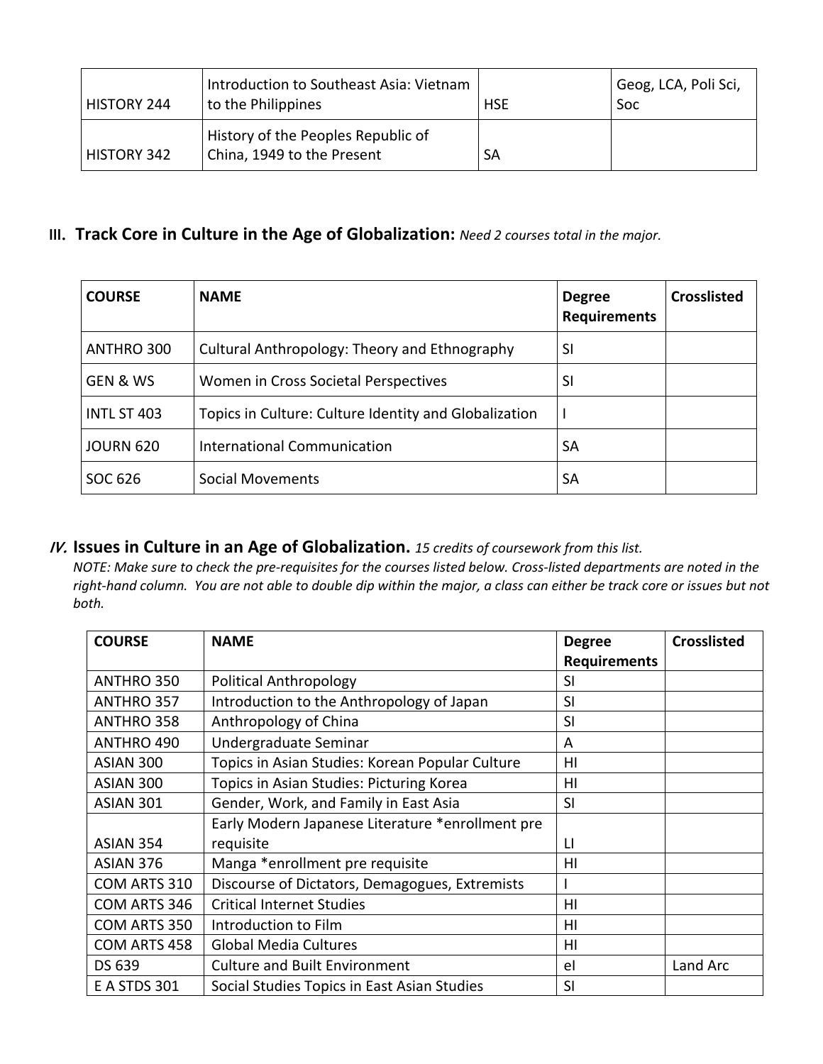| HISTORY 244 | Introduction to Southeast Asia: Vietnam to the Philippines | HSE | Geog, LCA, Poli Sci, Soc |
|---|---|---|---|
| HISTORY 342 | History of the Peoples Republic of China, 1949 to the Present | SA | |

## III. Track Core in Culture in the Age of Globalization: *Need 2 courses total in the major.*

| COURSE | NAME | Degree Requirements | Crosslisted |
|---|---|---|---|
| ANTHRO 300 | Cultural Anthropology: Theory and Ethnography | SI | |
| GEN & WS | Women in Cross Societal Perspectives | SI | |
| INTL ST 403 | Topics in Culture: Culture Identity and Globalization | I | |
| JOURN 620 | International Communication | SA | |
| SOC 626 | Social Movements | SA | |

## *IV.* Issues in Culture in an Age of Globalization. *15 credits of coursework from this list.*

*NOTE: Make sure to check the pre-requisites for the courses listed below. Cross-listed departments are noted in the right-hand column. You are not able to double dip within the major, a class can either be track core or issues but not both.*

| COURSE | NAME | Degree Requirements | Crosslisted |
|---|---|---|---|
| ANTHRO 350 | Political Anthropology | SI | |
| ANTHRO 357 | Introduction to the Anthropology of Japan | SI | |
| ANTHRO 358 | Anthropology of China | SI | |
| ANTHRO 490 | Undergraduate Seminar | A | |
| ASIAN 300 | Topics in Asian Studies: Korean Popular Culture | HI | |
| ASIAN 300 | Topics in Asian Studies: Picturing Korea | HI | |
| ASIAN 301 | Gender, Work, and Family in East Asia | SI | |
| ASIAN 354 | Early Modern Japanese Literature *enrollment pre requisite | LI | |
| ASIAN 376 | Manga *enrollment pre requisite | HI | |
| COM ARTS 310 | Discourse of Dictators, Demagogues, Extremists | I | |
| COM ARTS 346 | Critical Internet Studies | HI | |
| COM ARTS 350 | Introduction to Film | HI | |
| COM ARTS 458 | Global Media Cultures | HI | |
| DS 639 | Culture and Built Environment | eI | Land Arc |
| E A STDS 301 | Social Studies Topics in East Asian Studies | SI | |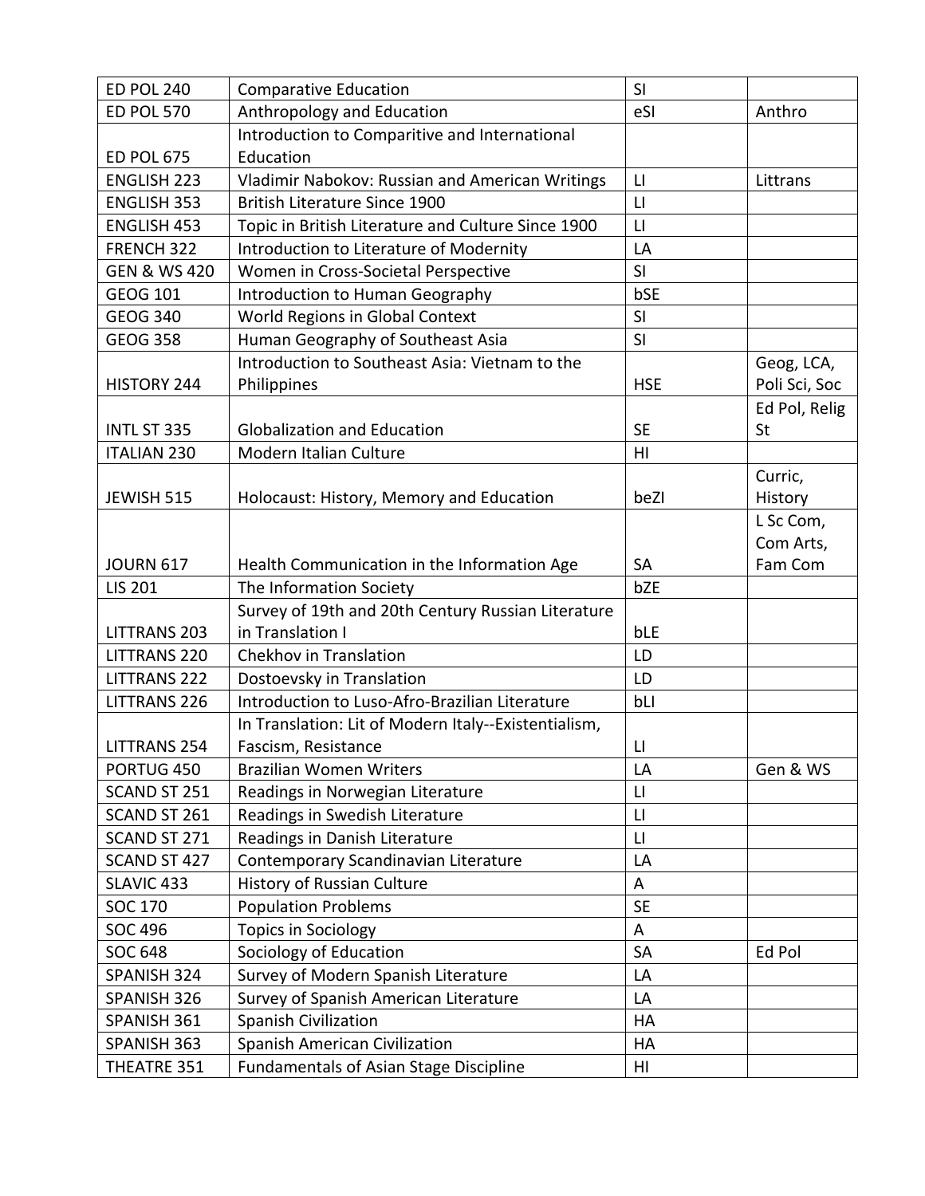| ED POL 240 | Comparative Education | SI | |
|---|---|---|---|
| ED POL 570 | Anthropology and Education | eSI | Anthro |
| ED POL 675 | Introduction to Comparitive and International Education | | |
| ENGLISH 223 | Vladimir Nabokov: Russian and American Writings | LI | Littrans |
| ENGLISH 353 | British Literature Since 1900 | LI | |
| ENGLISH 453 | Topic in British Literature and Culture Since 1900 | LI | |
| FRENCH 322 | Introduction to Literature of Modernity | LA | |
| GEN & WS 420 | Women in Cross-Societal Perspective | SI | |
| GEOG 101 | Introduction to Human Geography | bSE | |
| GEOG 340 | World Regions in Global Context | SI | |
| GEOG 358 | Human Geography of Southeast Asia | SI | |
| HISTORY 244 | Introduction to Southeast Asia: Vietnam to the Philippines | HSE | Geog, LCA, Poli Sci, Soc |
| INTL ST 335 | Globalization and Education | SE | Ed Pol, Relig St |
| ITALIAN 230 | Modern Italian Culture | HI | |
| JEWISH 515 | Holocaust: History, Memory and Education | beZI | Curric, History |
| JOURN 617 | Health Communication in the Information Age | SA | L Sc Com, Com Arts, Fam Com |
| LIS 201 | The Information Society | bZE | |
| LITTRANS 203 | Survey of 19th and 20th Century Russian Literature in Translation I | bLE | |
| LITTRANS 220 | Chekhov in Translation | LD | |
| LITTRANS 222 | Dostoevsky in Translation | LD | |
| LITTRANS 226 | Introduction to Luso-Afro-Brazilian Literature | bLI | |
| LITTRANS 254 | In Translation: Lit of Modern Italy--Existentialism, Fascism, Resistance | LI | |
| PORTUG 450 | Brazilian Women Writers | LA | Gen & WS |
| SCAND ST 251 | Readings in Norwegian Literature | LI | |
| SCAND ST 261 | Readings in Swedish Literature | LI | |
| SCAND ST 271 | Readings in Danish Literature | LI | |
| SCAND ST 427 | Contemporary Scandinavian Literature | LA | |
| SLAVIC 433 | History of Russian Culture | A | |
| SOC 170 | Population Problems | SE | |
| SOC 496 | Topics in Sociology | A | |
| SOC 648 | Sociology of Education | SA | Ed Pol |
| SPANISH 324 | Survey of Modern Spanish Literature | LA | |
| SPANISH 326 | Survey of Spanish American Literature | LA | |
| SPANISH 361 | Spanish Civilization | HA | |
| SPANISH 363 | Spanish American Civilization | HA | |
| THEATRE 351 | Fundamentals of Asian Stage Discipline | HI | |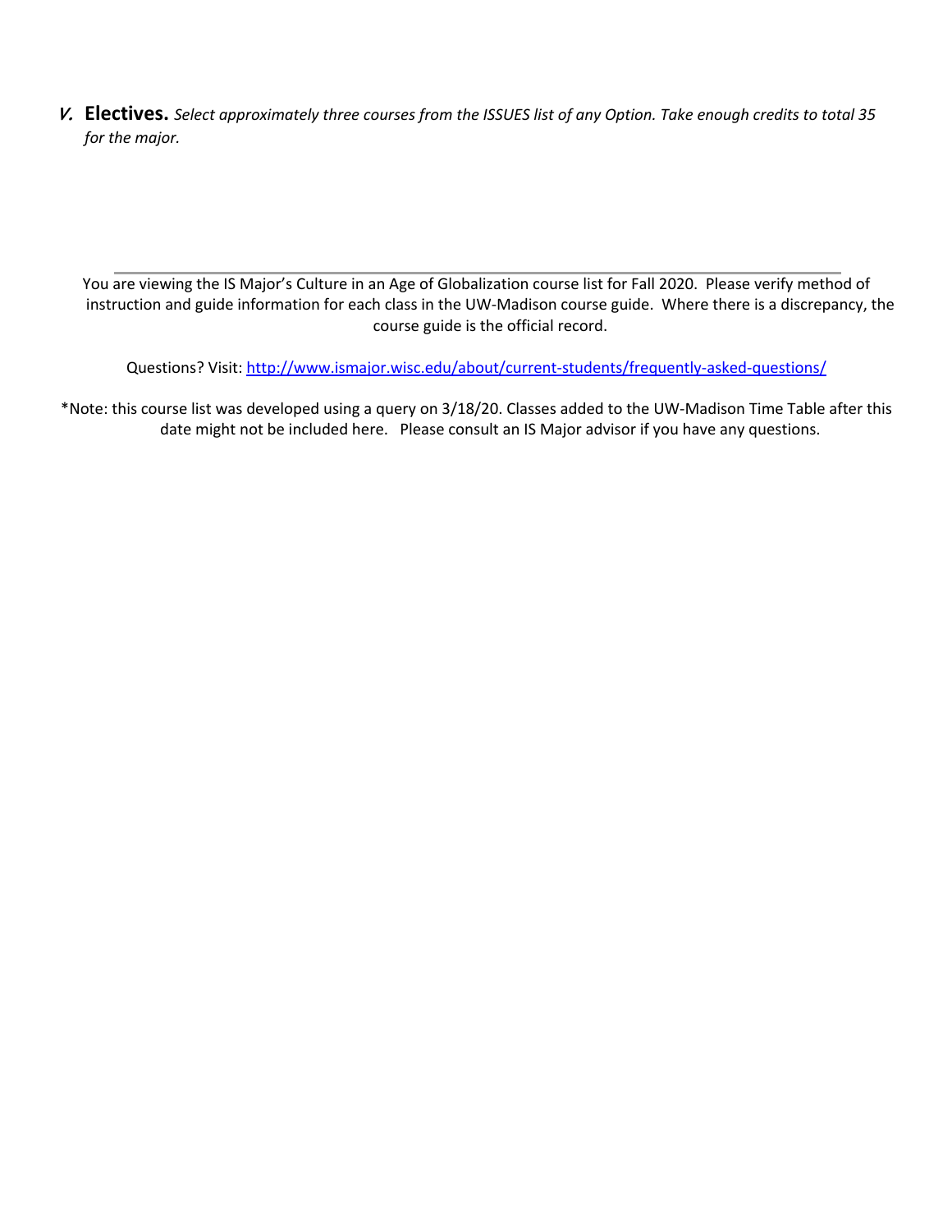## *V.* **Electives.** *Select approximately three courses from the ISSUES list of any Option. Take enough credits to total 35 for the major.*

---

You are viewing the IS Major's Culture in an Age of Globalization course list for Fall 2020. Please verify method of instruction and guide information for each class in the UW-Madison course guide. Where there is a discrepancy, the course guide is the official record.

Questions? Visit: [http://www.ismajor.wisc.edu/about/current-students/frequently-asked-questions/](http://www.ismajor.wisc.edu/about/current-students/frequently-asked-questions/)

*Note: this course list was developed using a query on 3/18/20. Classes added to the UW-Madison Time Table after this date might not be included here. Please consult an IS Major advisor if you have any questions.